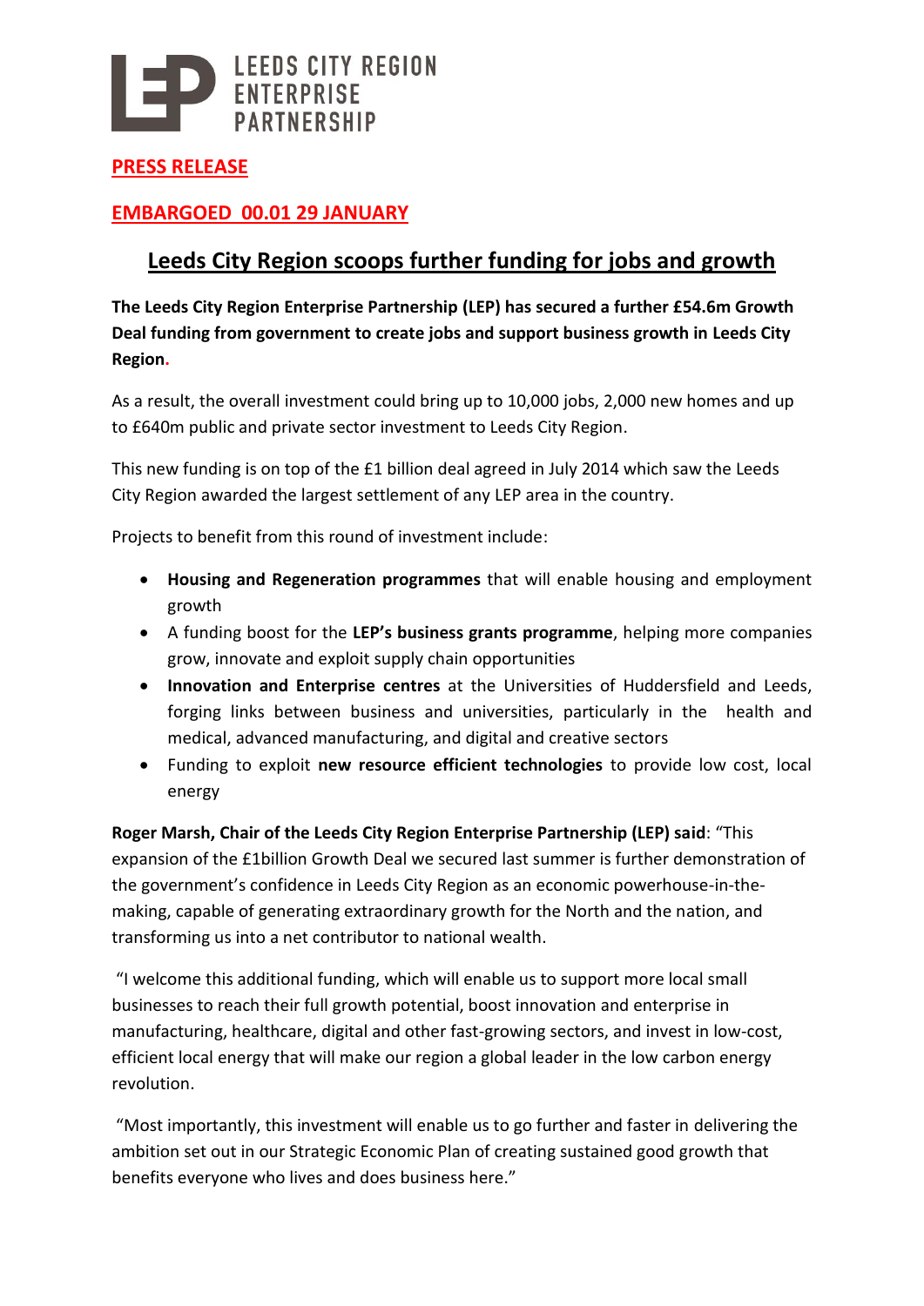LEEDS CITY REGION ENTERPRISE PARTNERSHIP

**PRESS RELEASE**

**EMBARGOED 00.01 29 JANUARY**

# Leeds City Region scoops further funding for jobs and growth

**The Leeds City Region Enterprise Partnership (LEP) has secured a further £54.6m Growth Deal funding from government to create jobs and support business growth in Leeds City Region.**

As a result, the overall investment could bring up to 10,000 jobs, 2,000 new homes and up to £640m public and private sector investment to Leeds City Region.

This new funding is on top of the £1 billion deal agreed in July 2014 which saw the Leeds City Region awarded the largest settlement of any LEP area in the country.

Projects to benefit from this round of investment include:

- **Housing and Regeneration programmes** that will enable housing and employment growth
- A funding boost for the **LEP's business grants programme**, helping more companies grow, innovate and exploit supply chain opportunities
- **Innovation and Enterprise centres** at the Universities of Huddersfield and Leeds, forging links between business and universities, particularly in the health and medical, advanced manufacturing, and digital and creative sectors
- Funding to exploit **new resource efficient technologies** to provide low cost, local energy

**Roger Marsh, Chair of the Leeds City Region Enterprise Partnership (LEP) said**: "This expansion of the £1billion Growth Deal we secured last summer is further demonstration of the government's confidence in Leeds City Region as an economic powerhouse-in-the-making, capable of generating extraordinary growth for the North and the nation, and transforming us into a net contributor to national wealth.

"I welcome this additional funding, which will enable us to support more local small businesses to reach their full growth potential, boost innovation and enterprise in manufacturing, healthcare, digital and other fast-growing sectors, and invest in low-cost, efficient local energy that will make our region a global leader in the low carbon energy revolution.

"Most importantly, this investment will enable us to go further and faster in delivering the ambition set out in our Strategic Economic Plan of creating sustained good growth that benefits everyone who lives and does business here."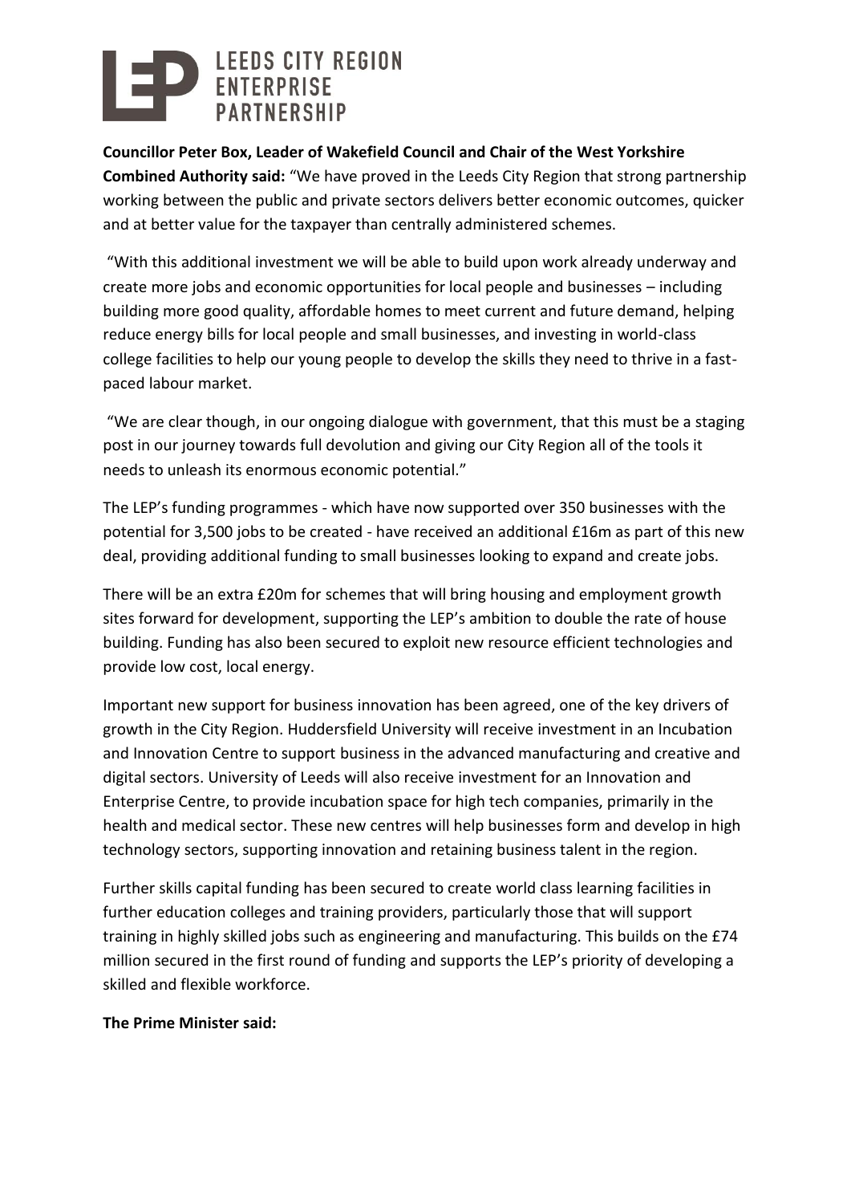**Councillor Peter Box, Leader of Wakefield Council and Chair of the West Yorkshire Combined Authority said:** "We have proved in the Leeds City Region that strong partnership working between the public and private sectors delivers better economic outcomes, quicker and at better value for the taxpayer than centrally administered schemes.

"With this additional investment we will be able to build upon work already underway and create more jobs and economic opportunities for local people and businesses – including building more good quality, affordable homes to meet current and future demand, helping reduce energy bills for local people and small businesses, and investing in world-class college facilities to help our young people to develop the skills they need to thrive in a fast-paced labour market.

"We are clear though, in our ongoing dialogue with government, that this must be a staging post in our journey towards full devolution and giving our City Region all of the tools it needs to unleash its enormous economic potential."

The LEP's funding programmes - which have now supported over 350 businesses with the potential for 3,500 jobs to be created - have received an additional £16m as part of this new deal, providing additional funding to small businesses looking to expand and create jobs.

There will be an extra £20m for schemes that will bring housing and employment growth sites forward for development, supporting the LEP's ambition to double the rate of house building. Funding has also been secured to exploit new resource efficient technologies and provide low cost, local energy.

Important new support for business innovation has been agreed, one of the key drivers of growth in the City Region. Huddersfield University will receive investment in an Incubation and Innovation Centre to support business in the advanced manufacturing and creative and digital sectors. University of Leeds will also receive investment for an Innovation and Enterprise Centre, to provide incubation space for high tech companies, primarily in the health and medical sector. These new centres will help businesses form and develop in high technology sectors, supporting innovation and retaining business talent in the region.

Further skills capital funding has been secured to create world class learning facilities in further education colleges and training providers, particularly those that will support training in highly skilled jobs such as engineering and manufacturing. This builds on the £74 million secured in the first round of funding and supports the LEP's priority of developing a skilled and flexible workforce.

**The Prime Minister said:**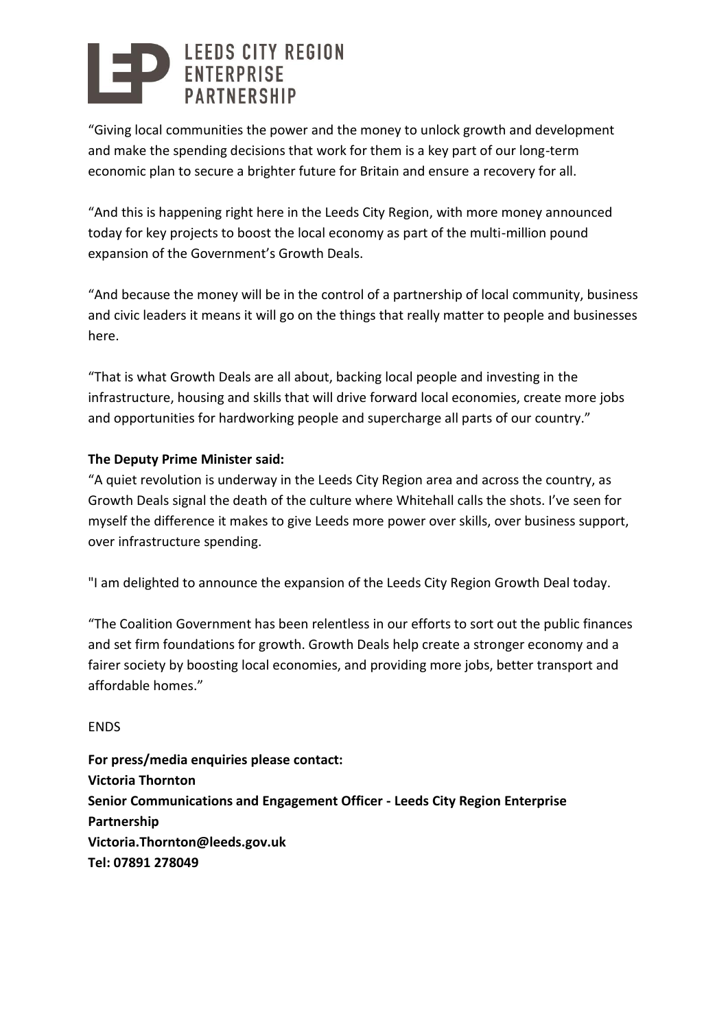"Giving local communities the power and the money to unlock growth and development and make the spending decisions that work for them is a key part of our long-term economic plan to secure a brighter future for Britain and ensure a recovery for all.

"And this is happening right here in the Leeds City Region, with more money announced today for key projects to boost the local economy as part of the multi-million pound expansion of the Government's Growth Deals.

"And because the money will be in the control of a partnership of local community, business and civic leaders it means it will go on the things that really matter to people and businesses here.

"That is what Growth Deals are all about, backing local people and investing in the infrastructure, housing and skills that will drive forward local economies, create more jobs and opportunities for hardworking people and supercharge all parts of our country."

**The Deputy Prime Minister said:**

"A quiet revolution is underway in the Leeds City Region area and across the country, as Growth Deals signal the death of the culture where Whitehall calls the shots. I've seen for myself the difference it makes to give Leeds more power over skills, over business support, over infrastructure spending.

"I am delighted to announce the expansion of the Leeds City Region Growth Deal today.

"The Coalition Government has been relentless in our efforts to sort out the public finances and set firm foundations for growth. Growth Deals help create a stronger economy and a fairer society by boosting local economies, and providing more jobs, better transport and affordable homes."

ENDS

**For press/media enquiries please contact:**
**Victoria Thornton**
**Senior Communications and Engagement Officer - Leeds City Region Enterprise Partnership**
**Victoria.Thornton@leeds.gov.uk**
**Tel: 07891 278049**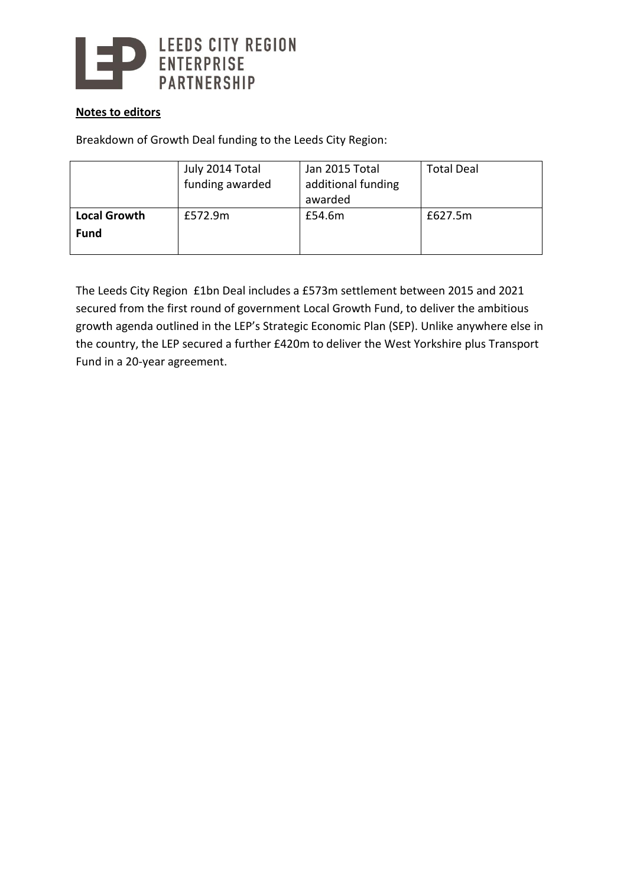LEEDS CITY REGION ENTERPRISE PARTNERSHIP

**Notes to editors**

Breakdown of Growth Deal funding to the Leeds City Region:

| | July 2014 Total funding awarded | Jan 2015 Total additional funding awarded | Total Deal |
|---|---|---|---|
| **Local Growth Fund** | £572.9m | £54.6m | £627.5m |

The Leeds City Region £1bn Deal includes a £573m settlement between 2015 and 2021 secured from the first round of government Local Growth Fund, to deliver the ambitious growth agenda outlined in the LEP's Strategic Economic Plan (SEP). Unlike anywhere else in the country, the LEP secured a further £420m to deliver the West Yorkshire plus Transport Fund in a 20-year agreement.